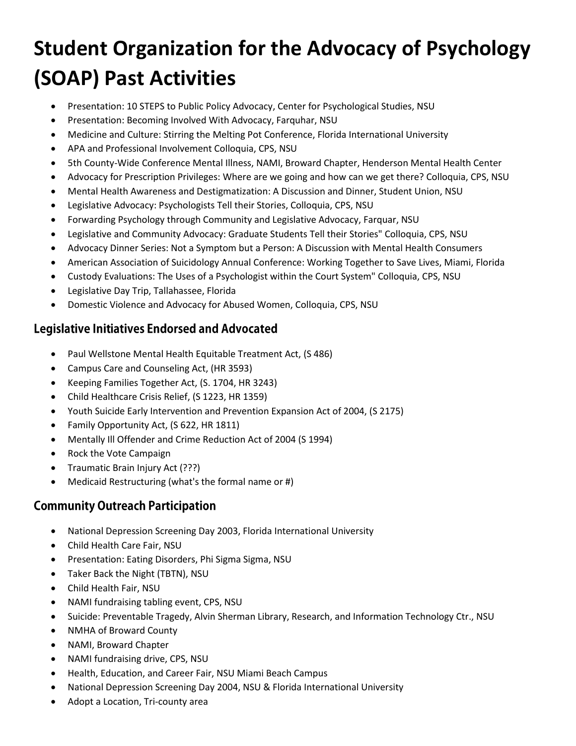# Student Organization for the Advocacy of Psychology (SOAP) Past Activities

- Presentation: 10 STEPS to Public Policy Advocacy, Center for Psychological Studies, NSU
- Presentation: Becoming Involved With Advocacy, Farquhar, NSU
- Medicine and Culture: Stirring the Melting Pot Conference, Florida International University
- APA and Professional Involvement Colloquia, CPS, NSU
- 5th County-Wide Conference Mental Illness, NAMI, Broward Chapter, Henderson Mental Health Center
- Advocacy for Prescription Privileges: Where are we going and how can we get there? Colloquia, CPS, NSU
- Mental Health Awareness and Destigmatization: A Discussion and Dinner, Student Union, NSU
- Legislative Advocacy: Psychologists Tell their Stories, Colloquia, CPS, NSU
- Forwarding Psychology through Community and Legislative Advocacy, Farquar, NSU
- Legislative and Community Advocacy: Graduate Students Tell their Stories" Colloquia, CPS, NSU
- Advocacy Dinner Series: Not a Symptom but a Person: A Discussion with Mental Health Consumers
- American Association of Suicidology Annual Conference: Working Together to Save Lives, Miami, Florida
- Custody Evaluations: The Uses of a Psychologist within the Court System" Colloquia, CPS, NSU
- Legislative Day Trip, Tallahassee, Florida
- Domestic Violence and Advocacy for Abused Women, Colloquia, CPS, NSU

## Legislative Initiatives Endorsed and Advocated

- Paul Wellstone Mental Health Equitable Treatment Act, (S 486)
- Campus Care and Counseling Act, (HR 3593)
- Keeping Families Together Act, (S. 1704, HR 3243)
- Child Healthcare Crisis Relief, (S 1223, HR 1359)
- Youth Suicide Early Intervention and Prevention Expansion Act of 2004, (S 2175)
- Family Opportunity Act, (S 622, HR 1811)
- Mentally Ill Offender and Crime Reduction Act of 2004 (S 1994)
- Rock the Vote Campaign
- Traumatic Brain Injury Act (???)
- Medicaid Restructuring (what's the formal name or #)

## Community Outreach Participation

- National Depression Screening Day 2003, Florida International University
- Child Health Care Fair, NSU
- Presentation: Eating Disorders, Phi Sigma Sigma, NSU
- Taker Back the Night (TBTN), NSU
- Child Health Fair, NSU
- NAMI fundraising tabling event, CPS, NSU
- Suicide: Preventable Tragedy, Alvin Sherman Library, Research, and Information Technology Ctr., NSU
- NMHA of Broward County
- NAMI, Broward Chapter
- NAMI fundraising drive, CPS, NSU
- Health, Education, and Career Fair, NSU Miami Beach Campus
- National Depression Screening Day 2004, NSU & Florida International University
- Adopt a Location, Tri-county area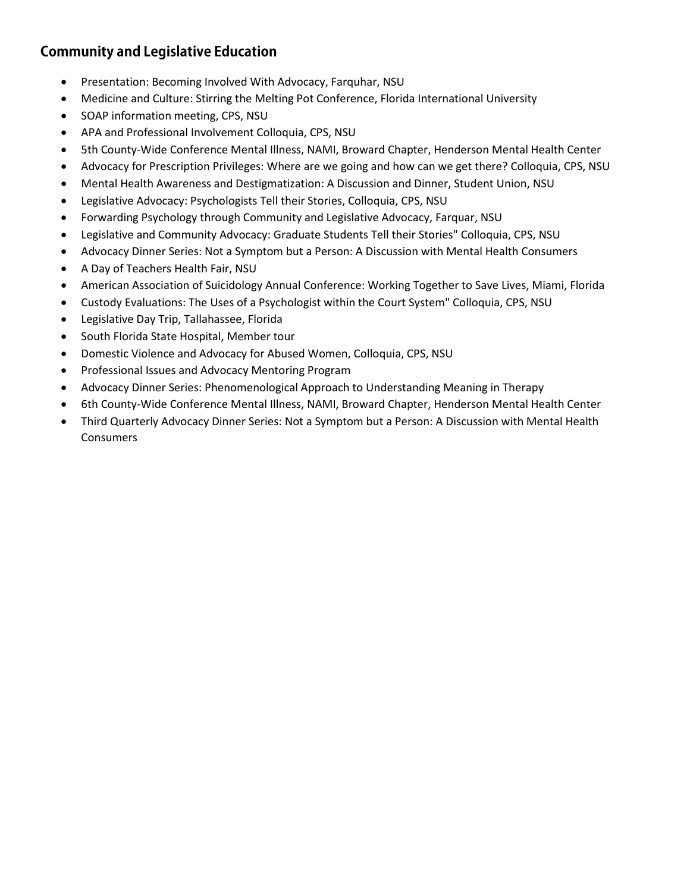## Community and Legislative Education

- Presentation: Becoming Involved With Advocacy, Farquhar, NSU
- Medicine and Culture: Stirring the Melting Pot Conference, Florida International University
- SOAP information meeting, CPS, NSU
- APA and Professional Involvement Colloquia, CPS, NSU
- 5th County-Wide Conference Mental Illness, NAMI, Broward Chapter, Henderson Mental Health Center
- Advocacy for Prescription Privileges: Where are we going and how can we get there? Colloquia, CPS, NSU
- Mental Health Awareness and Destigmatization: A Discussion and Dinner, Student Union, NSU
- Legislative Advocacy: Psychologists Tell their Stories, Colloquia, CPS, NSU
- Forwarding Psychology through Community and Legislative Advocacy, Farquar, NSU
- Legislative and Community Advocacy: Graduate Students Tell their Stories" Colloquia, CPS, NSU
- Advocacy Dinner Series: Not a Symptom but a Person: A Discussion with Mental Health Consumers
- A Day of Teachers Health Fair, NSU
- American Association of Suicidology Annual Conference: Working Together to Save Lives, Miami, Florida
- Custody Evaluations: The Uses of a Psychologist within the Court System" Colloquia, CPS, NSU
- Legislative Day Trip, Tallahassee, Florida
- South Florida State Hospital, Member tour
- Domestic Violence and Advocacy for Abused Women, Colloquia, CPS, NSU
- Professional Issues and Advocacy Mentoring Program
- Advocacy Dinner Series: Phenomenological Approach to Understanding Meaning in Therapy
- 6th County-Wide Conference Mental Illness, NAMI, Broward Chapter, Henderson Mental Health Center
- Third Quarterly Advocacy Dinner Series: Not a Symptom but a Person: A Discussion with Mental Health Consumers